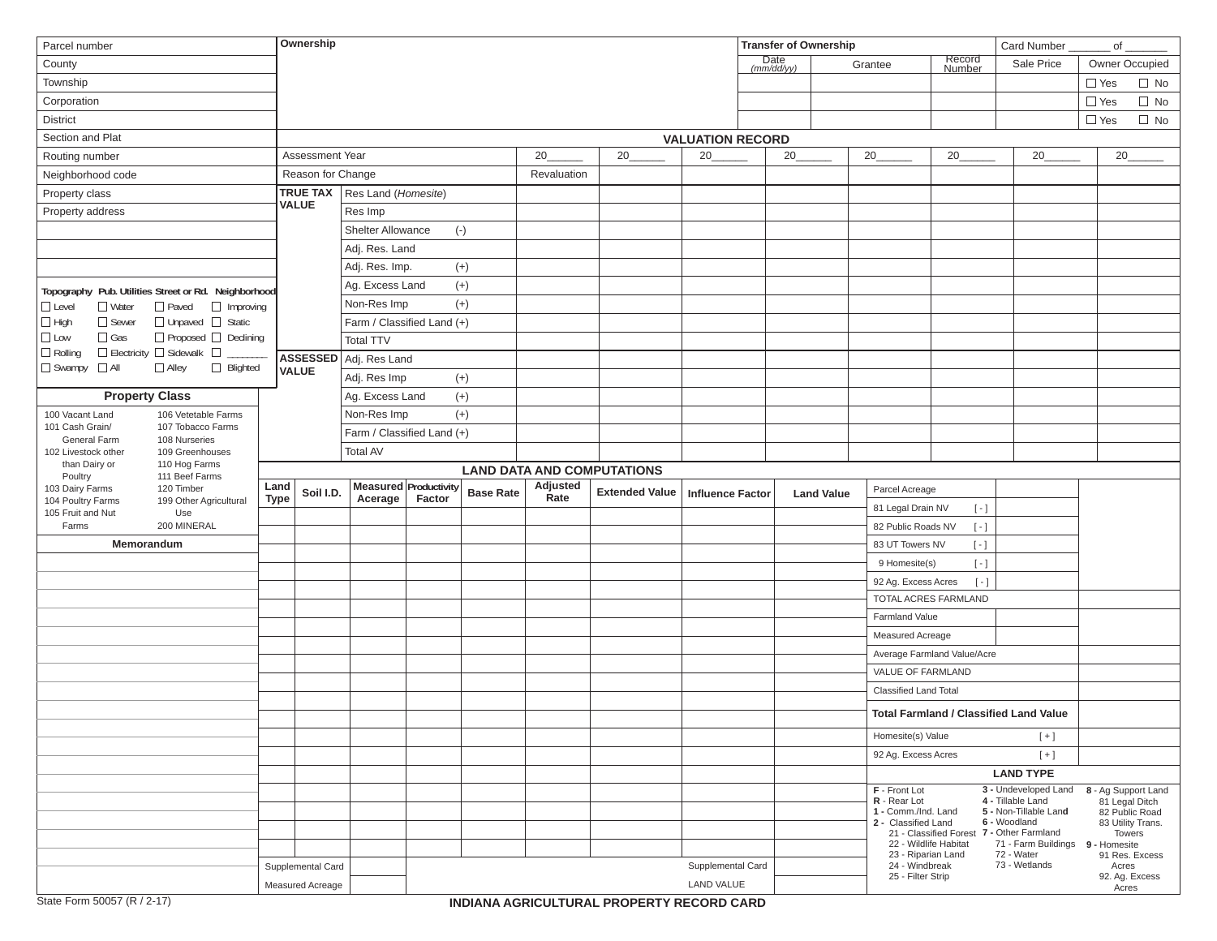| Parcel number |
|---|
| County |
| Township |
| Corporation |
| District |
| Section and Plat |
| Routing number |
| Neighborhood code |
| Property class |
| Property address |
| |
| |
| |

**Ownership**

**Transfer of Ownership**

| Date (mm/dd/yy) | Grantee | Record Number | Sale Price | Owner Occupied |
|---|---|---|---|---|
| | | | | ☐ Yes ☐ No |
| | | | | ☐ Yes ☐ No |
| | | | | ☐ Yes ☐ No |

Card Number _______ of _______

| Topography | Pub. Utilities | Street or Rd. | Neighborhood |
|---|---|---|---|
| ☐ Level | ☐ Water | ☐ Paved | ☐ Improving |
| ☐ High | ☐ Sewer | ☐ Unpaved | ☐ Static |
| ☐ Low | ☐ Gas | ☐ Proposed | ☐ Declining |
| ☐ Rolling | ☐ Electricity | ☐ Sidewalk | ☐ _______ |
| ☐ Swampy | ☐ All | ☐ Alley | ☐ Blighted |

## VALUATION RECORD

| | | 20______ | 20______ | 20______ | 20______ | 20______ | 20______ | 20______ | 20______ |
|---|---|---|---|---|---|---|---|---|---|
| Assessment Year | | | | | | | | | |
| Reason for Change | | Revaluation | | | | | | | |
| **TRUE TAX VALUE** | Res Land (*Homesite*) | | | | | | | | |
| | Res Imp | | | | | | | | |
| | Shelter Allowance (-) | | | | | | | | |
| | Adj. Res. Land | | | | | | | | |
| | Adj. Res. Imp. (+) | | | | | | | | |
| | Ag. Excess Land (+) | | | | | | | | |
| | Non-Res Imp (+) | | | | | | | | |
| | Farm / Classified Land (+) | | | | | | | | |
| | Total TTV | | | | | | | | |
| **ASSESSED VALUE** | Adj. Res Land | | | | | | | | |
| | Adj. Res Imp (+) | | | | | | | | |
| | Ag. Excess Land (+) | | | | | | | | |
| | Non-Res Imp (+) | | | | | | | | |
| | Farm / Classified Land (+) | | | | | | | | |
| | Total AV | | | | | | | | |

### Property Class

- 100 Vacant Land
- 101 Cash Grain/ General Farm
- 102 Livestock other than Dairy or Poultry
- 103 Dairy Farms
- 104 Poultry Farms
- 105 Fruit and Nut Farms
- 106 Vetetable Farms
- 107 Tobacco Farms
- 108 Nurseries
- 109 Greenhouses
- 110 Hog Farms
- 111 Beef Farms
- 120 Timber
- 199 Other Agricultural Use
- 200 MINERAL

### Memorandum

## LAND DATA AND COMPUTATIONS

| Land Type | Soil I.D. | Measured Acerage | Productivity Factor | Base Rate | Adjusted Rate | Extended Value | Influence Factor | Land Value |
|---|---|---|---|---|---|---|---|---|
| | | | | | | | | |
| | | | | | | | | |
| | | | | | | | | |
| | | | | | | | | |
| | | | | | | | | |
| | | | | | | | | |
| | | | | | | | | |
| | | | | | | | | |
| | | | | | | | | |
| | | | | | | | | |
| | | | | | | | | |
| | | | | | | | | |
| | | | | | | | | |
| | | | | | | | | |
| | | | | | | | | |
| | | | | | | | | |
| | | | | | | | | |
| | | | | | | | | |
| | | | | | | | | |
| Supplemental Card | | | | | | | Supplemental Card | |
| Measured Acreage | | | | | | | LAND VALUE | |

| | | |
|---|---|---|
| Parcel Acreage | | |
| 81 Legal Drain NV [ - ] | | |
| 82 Public Roads NV [ - ] | | |
| 83 UT Towers NV [ - ] | | |
| 9 Homesite(s) [ - ] | | |
| 92 Ag. Excess Acres [ - ] | | |
| TOTAL ACRES FARMLAND | | |
| Farmland Value | | |
| Measured Acreage | | |
| Average Farmland Value/Acre | | |
| VALUE OF FARMLAND | | |
| Classified Land Total | | |
| **Total Farmland / Classified Land Value** | | |
| Homesite(s) Value [ + ] | | |
| 92 Ag. Excess Acres [ + ] | | |

### LAND TYPE

- **F** - Front Lot
- **R** - Rear Lot
- **1 -** Comm./Ind. Land
- **2 -** Classified Land
  - 21 - Classified Forest
  - 22 - Wildlife Habitat
  - 23 - Riparian Land
  - 24 - Windbreak
  - 25 - Filter Strip
- **3 -** Undeveloped Land
- **4 -** Tillable Land
- **5 -** Non-Tillable Land
- **6 -** Woodland
- **7 -** Other Farmland
  - 71 - Farm Buildings
  - 72 - Water
  - 73 - Wetlands
- **8** - Ag Support Land
  - 81 Legal Ditch
  - 82 Public Road
  - 83 Utility Trans. Towers
- **9 -** Homesite
  - 91 Res. Excess Acres
  - 92. Ag. Excess Acres

State Form 50057 (R / 2-17)

**INDIANA AGRICULTURAL PROPERTY RECORD CARD**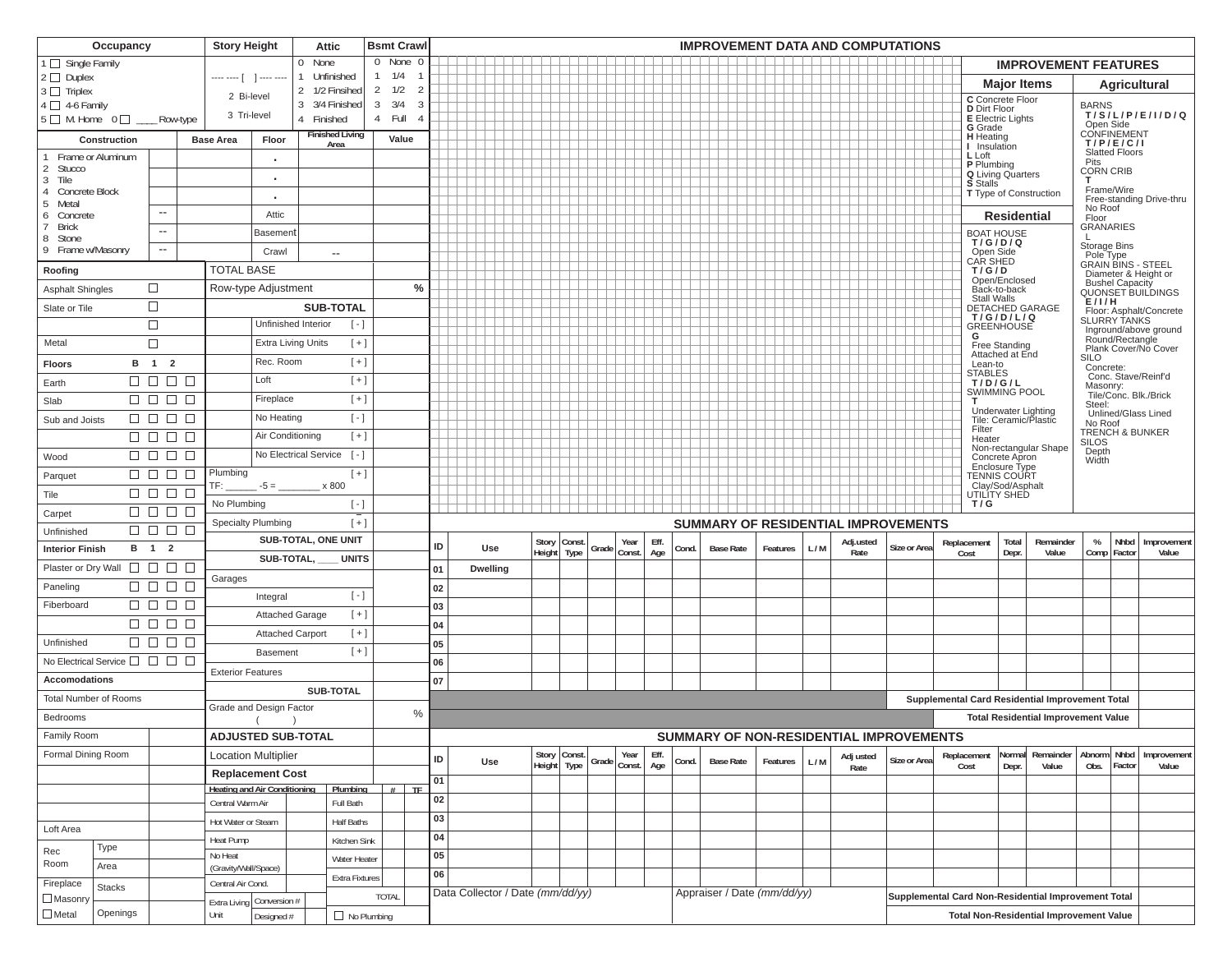## Occupancy / Story Height / Attic / Bsmt Crawl

| Occupancy | Story Height | Attic | Bsmt Crawl |
| --- | --- | --- | --- |
| 1 ☐ Single Family | | 0 None | 0 None 0 |
| 2 ☐ Duplex | ---- ---- [ ] ---- ---- | 1 Unfinished | 1 1/4 1 |
| 3 ☐ Triplex | 2 Bi-level | 2 1/2 Finsihed | 2 1/2 2 |
| 4 ☐ 4-6 Family | 3 Tri-level | 3 3/4 Finished | 3 3/4 3 |
| 5 ☐ M. Home 0 ☐ ____ Row-type | | 4 Finished | 4 Full 4 |

| Construction | | Base Area | Floor | Finished Living Area | Value |
| --- | --- | --- | --- | --- | --- |
| 1 Frame or Aluminum<br>2 Stucco | | | . | | |
| 3 Tile<br>4 Concrete Block | | | . | | |
| 5 Metal | | | . | | |
| 6 Concrete | -- | | Attic | | |
| 7 Brick<br>8 Stone | -- | | Basement | | |
| 9 Frame w/Masonry | -- | | Crawl | -- | |

| Roofing | | |
| --- | --- | --- |
| Asphalt Shingles | ☐ | |
| Slate or Tile | ☐ | |
| | ☐ | |
| Metal | ☐ | |

| | | |
| --- | --- | --- |
| TOTAL BASE | | |
| Row-type Adjustment | | % |
| SUB-TOTAL | | |
| Unfinished Interior | [ - ] | |
| Extra Living Units | [ + ] | |
| Rec. Room | [ + ] | |
| Loft | [ + ] | |
| Fireplace | [ + ] | |
| No Heating | [ - ] | |
| Air Conditioning | [ + ] | |
| No Electrical Service | [ - ] | |
| Plumbing<br>TF: ______ -5 = ________ x 800 | [ + ] | |
| No Plumbing | [ - ] | |
| Specialty Plumbing | [ + ] | |
| SUB-TOTAL, ONE UNIT | | |
| SUB-TOTAL, ____ UNITS | | |
| Garages | | |
| Integral | [ - ] | |
| Attached Garage | [ + ] | |
| Attached Carport | [ + ] | |
| Basement | [ + ] | |
| Exterior Features | | |
| SUB-TOTAL | | |
| Grade and Design Factor ( ) | | % |
| ADJUSTED SUB-TOTAL | | |
| Location Multiplier | | |
| Replacement Cost | | |

| Floors | B | 1 | 2 | |
| --- | --- | --- | --- | --- |
| Earth | ☐ | ☐ | ☐ | ☐ |
| Slab | ☐ | ☐ | ☐ | ☐ |
| Sub and Joists | ☐ | ☐ | ☐ | ☐ |
| | ☐ | ☐ | ☐ | ☐ |
| Wood | ☐ | ☐ | ☐ | ☐ |
| Parquet | ☐ | ☐ | ☐ | ☐ |
| Tile | ☐ | ☐ | ☐ | ☐ |
| Carpet | ☐ | ☐ | ☐ | ☐ |
| Unfinished | ☐ | ☐ | ☐ | ☐ |

| Interior Finish | B | 1 | 2 | |
| --- | --- | --- | --- | --- |
| Plaster or Dry Wall | ☐ | ☐ | ☐ | ☐ |
| Paneling | ☐ | ☐ | ☐ | ☐ |
| Fiberboard | ☐ | ☐ | ☐ | ☐ |
| | ☐ | ☐ | ☐ | ☐ |
| Unfinished | ☐ | ☐ | ☐ | ☐ |
| No Electrical Service | ☐ | ☐ | ☐ | ☐ |

| Accomodations | | |
| --- | --- | --- |
| Total Number of Rooms | | |
| Bedrooms | | |
| Family Room | | |
| Formal Dining Room | | |
| | | |
| | | |
| Loft Area | | |
| Rec Room | Type | |
| | Area | |
| Fireplace | Stacks | |
| ☐ Masonry ☐ Metal | Openings | |

| Heating and Air Conditioning | | Plumbing | # | TF |
| --- | --- | --- | --- | --- |
| Central Warm Air | | Full Bath | | |
| Hot Water or Steam | | Half Baths | | |
| Heat Pump | | Kitchen Sink | | |
| No Heat (Gravity/Wall/Space) | | Water Heater | | |
| Central Air Cond. | | Extra Fixtures | | |
| Extra Living Unit — Conversion # / Designed # | | TOTAL | | |
| | | ☐ No Plumbing | | |

## IMPROVEMENT DATA AND COMPUTATIONS

### IMPROVEMENT FEATURES

**Major Items**

**C** Concrete Floor
**D** Dirt Floor
**E** Electric Lights
**G** Grade
**H** Heating
**I** Insulation
**L** Loft
**P** Plumbing
**Q** Living Quarters
**S** Stalls
**T** Type of Construction

**Residential**

BOAT HOUSE
**T / G / D / Q**
Open Side
CAR SHED
**T / G / D**
Open/Enclosed
Back-to-back
Stall Walls
DETACHED GARAGE
**T / G / D / L / Q**
GREENHOUSE
**G**
Free Standing
Attached at End
Lean-to
STABLES
**T / D / G / L**
SWIMMING POOL
**T**
Underwater Lighting
Tile: Ceramic/Plastic
Filter
Heater
Non-rectangular Shape
Concrete Apron
Enclosure Type
TENNIS COURT
Clay/Sod/Asphalt
UTILITY SHED
**T / G**

**Agricultural**

BARNS
**T / S / L / P / E / I / D / Q**
Open Side
CONFINEMENT
**T / P / E / C / I**
Slatted Floors
Pits
CORN CRIB
**T**
Frame/Wire
Free-standing Drive-thru
No Roof
Floor
GRANARIES
**L**
Storage Bins
Pole Type
GRAIN BINS - STEEL
Diameter & Height or
Bushel Capacity
QUONSET BUILDINGS
**E / I / H**
Floor: Asphalt/Concrete
SLURRY TANKS
Inground/above ground
Round/Rectangle
Plank Cover/No Cover
SILO
Concrete:
Conc. Stave/Reinf'd
Masonry:
Tile/Conc. Blk./Brick
Steel:
Unlined/Glass Lined
No Roof
TRENCH & BUNKER
SILOS
Depth
Width

### SUMMARY OF RESIDENTIAL IMPROVEMENTS

| ID | Use | Story Height | Const. Type | Grade | Year Const. | Eff. Age | Cond. | Base Rate | Features | L/M | Adj.usted Rate | Size or Area | Replacement Cost | Total Depr. | Remainder Value | % Comp | Nhbd Factor | Improvement Value |
| --- | --- | --- | --- | --- | --- | --- | --- | --- | --- | --- | --- | --- | --- | --- | --- | --- | --- | --- |
| 01 | Dwelling | | | | | | | | | | | | | | | | | |
| 02 | | | | | | | | | | | | | | | | | | |
| 03 | | | | | | | | | | | | | | | | | | |
| 04 | | | | | | | | | | | | | | | | | | |
| 05 | | | | | | | | | | | | | | | | | | |
| 06 | | | | | | | | | | | | | | | | | | |
| 07 | | | | | | | | | | | | | | | | | | |

| | |
| --- | --- |
| Supplemental Card Residential Improvement Total | |
| Total Residential Improvement Value | |

### SUMMARY OF NON-RESIDENTIAL IMPROVEMENTS

| ID | Use | Story Height | Const. Type | Grade | Year Const. | Eff. Age | Cond. | Base Rate | Features | L/M | Adj usted Rate | Size or Area | Replacement Cost | Normal Depr. | Remainder Value | Abnorm Obs. | Nhbd Factor | Improvement Value |
| --- | --- | --- | --- | --- | --- | --- | --- | --- | --- | --- | --- | --- | --- | --- | --- | --- | --- | --- |
| 01 | | | | | | | | | | | | | | | | | | |
| 02 | | | | | | | | | | | | | | | | | | |
| 03 | | | | | | | | | | | | | | | | | | |
| 04 | | | | | | | | | | | | | | | | | | |
| 05 | | | | | | | | | | | | | | | | | | |
| 06 | | | | | | | | | | | | | | | | | | |

| | | | |
| --- | --- | --- | --- |
| Data Collector / Date *(mm/dd/yy)* | Appraiser / Date *(mm/dd/yy)* | Supplemental Card Non-Residential Improvement Total | |
| | | Total Non-Residential Improvement Value | |